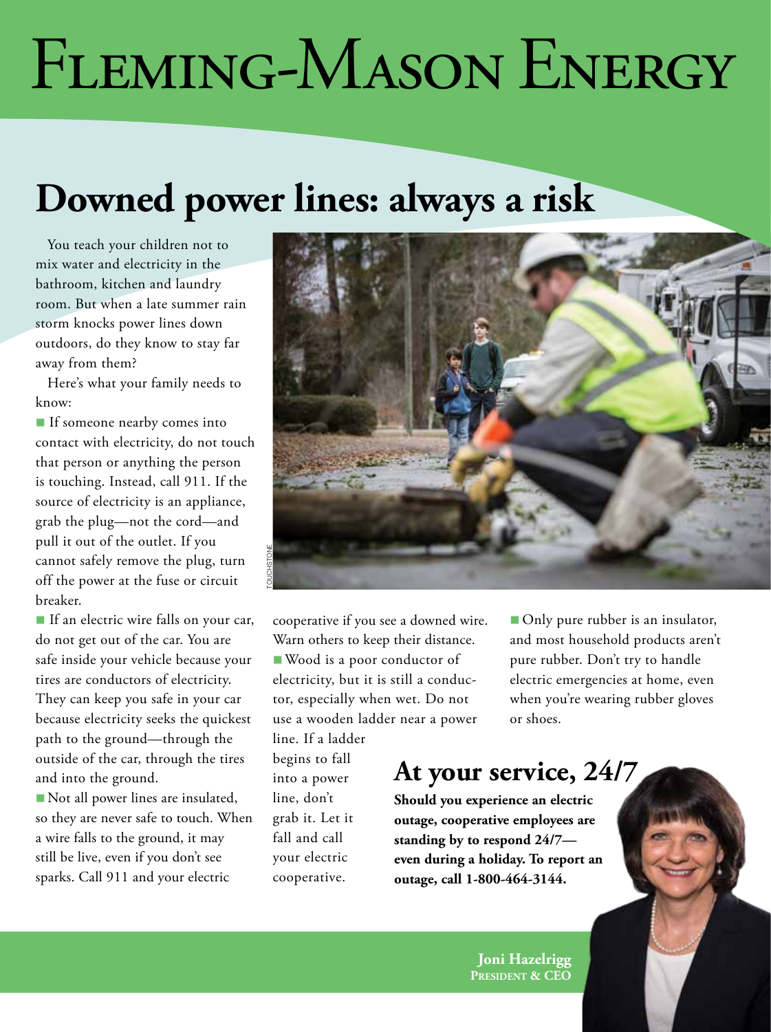# Fleming-Mason Energy

## Downed power lines: always a risk

You teach your children not to mix water and electricity in the bathroom, kitchen and laundry room. But when a late summer rain storm knocks power lines down outdoors, do they know to stay far away from them?

Here's what your family needs to know:

- If someone nearby comes into contact with electricity, do not touch that person or anything the person is touching. Instead, call 911. If the source of electricity is an appliance, grab the plug—not the cord—and pull it out of the outlet. If you cannot safely remove the plug, turn off the power at the fuse or circuit breaker.
- If an electric wire falls on your car, do not get out of the car. You are safe inside your vehicle because your tires are conductors of electricity. They can keep you safe in your car because electricity seeks the quickest path to the ground—through the outside of the car, through the tires and into the ground.
- Not all power lines are insulated, so they are never safe to touch. When a wire falls to the ground, it may still be live, even if you don't see sparks. Call 911 and your electric cooperative if you see a downed wire. Warn others to keep their distance.
- Wood is a poor conductor of electricity, but it is still a conductor, especially when wet. Do not use a wooden ladder near a power line. If a ladder begins to fall into a power line, don't grab it. Let it fall and call your electric cooperative.
- Only pure rubber is an insulator, and most household products aren't pure rubber. Don't try to handle electric emergencies at home, even when you're wearing rubber gloves or shoes.

TOUCHSTONE

## At your service, 24/7

**Should you experience an electric outage, cooperative employees are standing by to respond 24/7—even during a holiday. To report an outage, call 1-800-464-3144.**

**Joni Hazelrigg**
**President & CEO**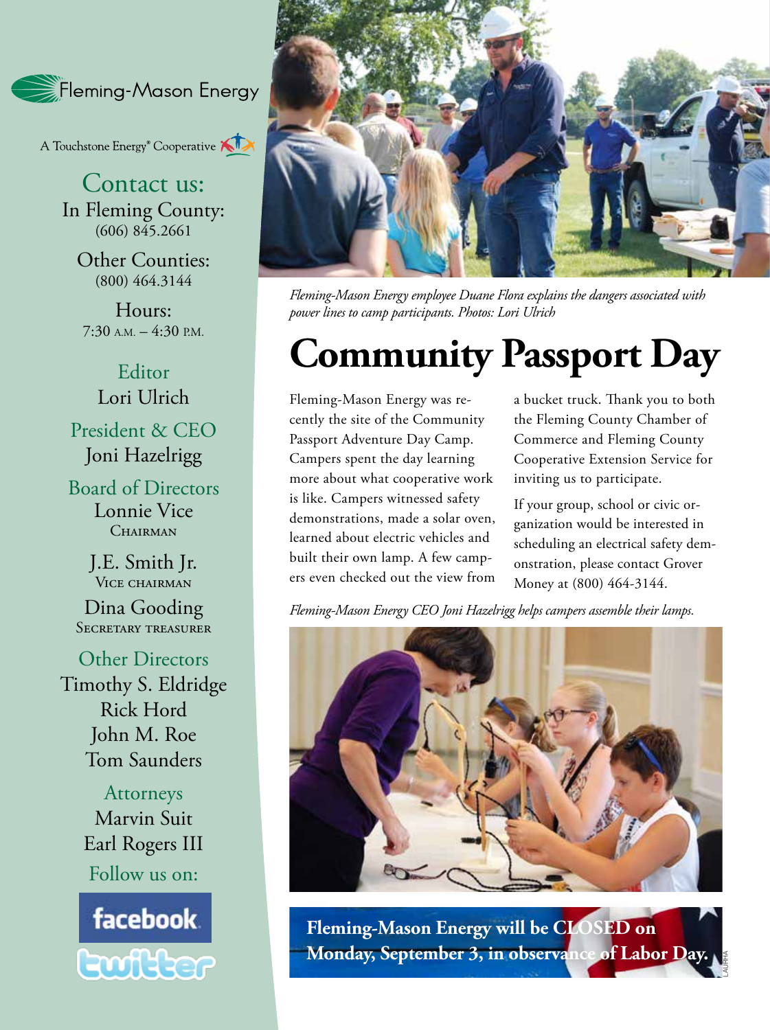Fleming-Mason Energy

A Touchstone Energy® Cooperative

## Contact us:

In Fleming County:
(606) 845.2661

Other Counties:
(800) 464.3144

Hours:
7:30 A.M. – 4:30 P.M.

**Editor**
Lori Ulrich

**President & CEO**
Joni Hazelrigg

**Board of Directors**
Lonnie Vice
Chairman

J.E. Smith Jr.
Vice chairman

Dina Gooding
Secretary treasurer

**Other Directors**
Timothy S. Eldridge
Rick Hord
John M. Roe
Tom Saunders

**Attorneys**
Marvin Suit
Earl Rogers III

Follow us on:
facebook
twitter

*Fleming-Mason Energy employee Duane Flora explains the dangers associated with power lines to camp participants. Photos: Lori Ulrich*

# Community Passport Day

Fleming-Mason Energy was recently the site of the Community Passport Adventure Day Camp. Campers spent the day learning more about what cooperative work is like. Campers witnessed safety demonstrations, made a solar oven, learned about electric vehicles and built their own lamp. A few campers even checked out the view from a bucket truck. Thank you to both the Fleming County Chamber of Commerce and Fleming County Cooperative Extension Service for inviting us to participate.

If your group, school or civic organization would be interested in scheduling an electrical safety demonstration, please contact Grover Money at (800) 464-3144.

*Fleming-Mason Energy CEO Joni Hazelrigg helps campers assemble their lamps.*

**Fleming-Mason Energy will be CLOSED on Monday, September 3, in observance of Labor Day.**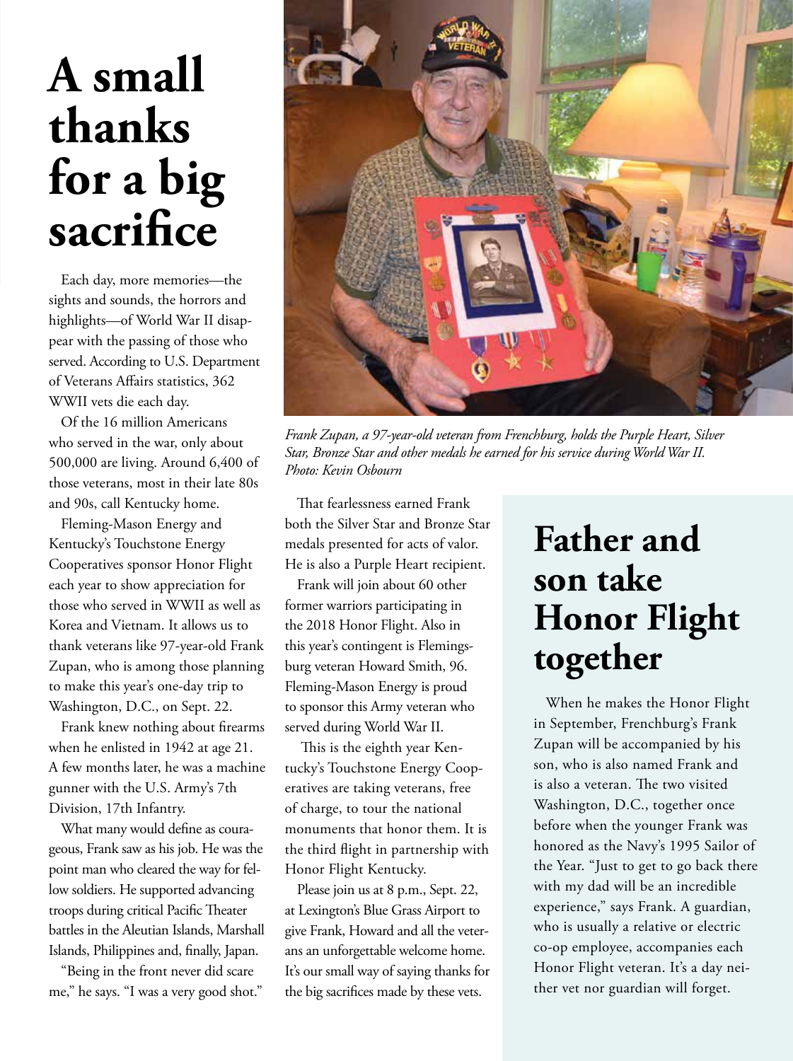# A small thanks for a big sacrifice

Each day, more memories—the sights and sounds, the horrors and highlights—of World War II disappear with the passing of those who served. According to U.S. Department of Veterans Affairs statistics, 362 WWII vets die each day.

Of the 16 million Americans who served in the war, only about 500,000 are living. Around 6,400 of those veterans, most in their late 80s and 90s, call Kentucky home.

Fleming-Mason Energy and Kentucky's Touchstone Energy Cooperatives sponsor Honor Flight each year to show appreciation for those who served in WWII as well as Korea and Vietnam. It allows us to thank veterans like 97-year-old Frank Zupan, who is among those planning to make this year's one-day trip to Washington, D.C., on Sept. 22.

Frank knew nothing about firearms when he enlisted in 1942 at age 21. A few months later, he was a machine gunner with the U.S. Army's 7th Division, 17th Infantry.

What many would define as courageous, Frank saw as his job. He was the point man who cleared the way for fellow soldiers. He supported advancing troops during critical Pacific Theater battles in the Aleutian Islands, Marshall Islands, Philippines and, finally, Japan.

"Being in the front never did scare me," he says. "I was a very good shot."

*Frank Zupan, a 97-year-old veteran from Frenchburg, holds the Purple Heart, Silver Star, Bronze Star and other medals he earned for his service during World War II. Photo: Kevin Osbourn*

That fearlessness earned Frank both the Silver Star and Bronze Star medals presented for acts of valor. He is also a Purple Heart recipient.

Frank will join about 60 other former warriors participating in the 2018 Honor Flight. Also in this year's contingent is Flemingsburg veteran Howard Smith, 96. Fleming-Mason Energy is proud to sponsor this Army veteran who served during World War II.

This is the eighth year Kentucky's Touchstone Energy Cooperatives are taking veterans, free of charge, to tour the national monuments that honor them. It is the third flight in partnership with Honor Flight Kentucky.

Please join us at 8 p.m., Sept. 22, at Lexington's Blue Grass Airport to give Frank, Howard and all the veterans an unforgettable welcome home. It's our small way of saying thanks for the big sacrifices made by these vets.

## Father and son take Honor Flight together

When he makes the Honor Flight in September, Frenchburg's Frank Zupan will be accompanied by his son, who is also named Frank and is also a veteran. The two visited Washington, D.C., together once before when the younger Frank was honored as the Navy's 1995 Sailor of the Year. "Just to get to go back there with my dad will be an incredible experience," says Frank. A guardian, who is usually a relative or electric co-op employee, accompanies each Honor Flight veteran. It's a day neither vet nor guardian will forget.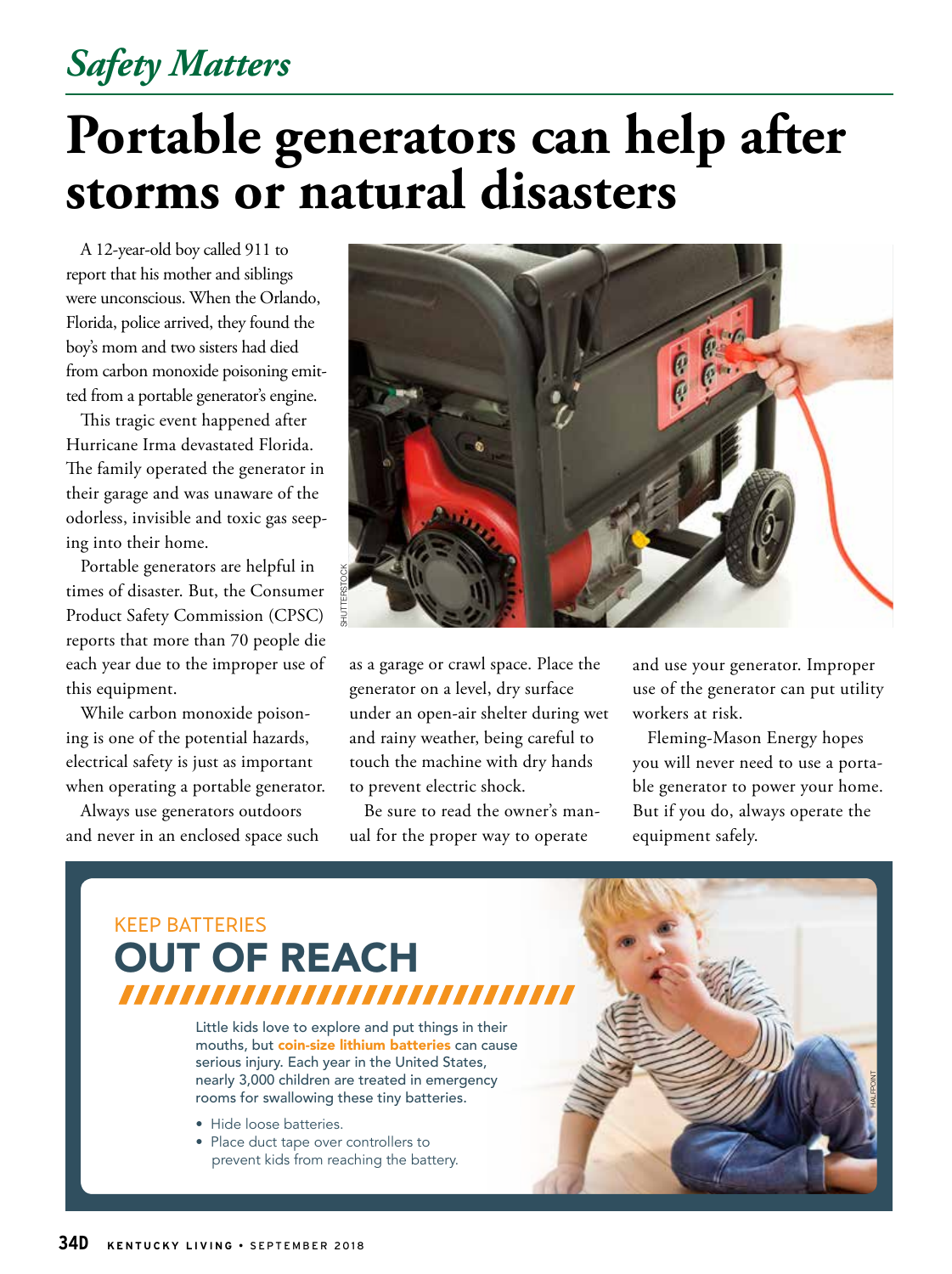*Safety Matters*

# Portable generators can help after storms or natural disasters

A 12-year-old boy called 911 to report that his mother and siblings were unconscious. When the Orlando, Florida, police arrived, they found the boy's mom and two sisters had died from carbon monoxide poisoning emitted from a portable generator's engine.

This tragic event happened after Hurricane Irma devastated Florida. The family operated the generator in their garage and was unaware of the odorless, invisible and toxic gas seeping into their home.

Portable generators are helpful in times of disaster. But, the Consumer Product Safety Commission (CPSC) reports that more than 70 people die each year due to the improper use of this equipment.

While carbon monoxide poisoning is one of the potential hazards, electrical safety is just as important when operating a portable generator.

Always use generators outdoors and never in an enclosed space such as a garage or crawl space. Place the generator on a level, dry surface under an open-air shelter during wet and rainy weather, being careful to touch the machine with dry hands to prevent electric shock.

Be sure to read the owner's manual for the proper way to operate and use your generator. Improper use of the generator can put utility workers at risk.

Fleming-Mason Energy hopes you will never need to use a portable generator to power your home. But if you do, always operate the equipment safely.

## KEEP BATTERIES OUT OF REACH

Little kids love to explore and put things in their mouths, but **coin-size lithium batteries** can cause serious injury. Each year in the United States, nearly 3,000 children are treated in emergency rooms for swallowing these tiny batteries.

- Hide loose batteries.
- Place duct tape over controllers to prevent kids from reaching the battery.